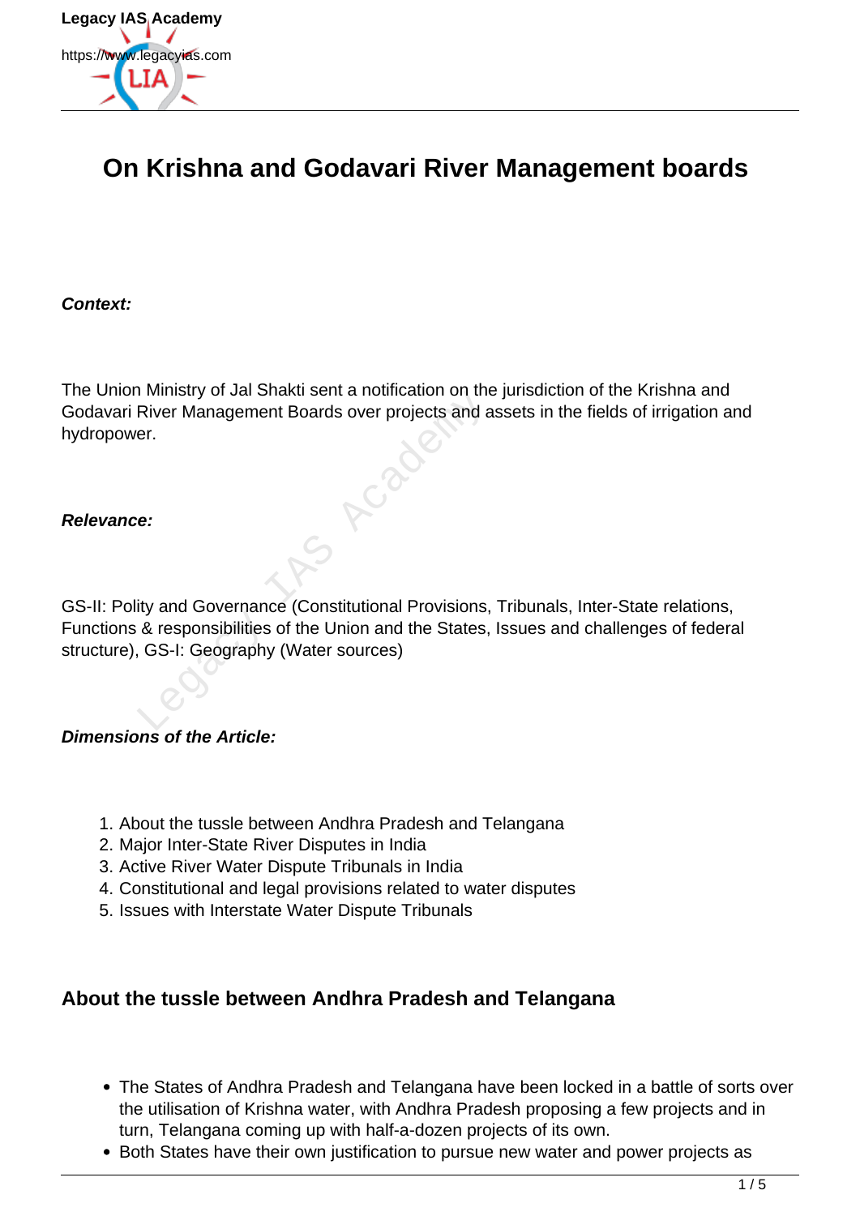# On Krishna and Godavari River Management boards

***Context:***

The Union Ministry of Jal Shakti sent a notification on the jurisdiction of the Krishna and Godavari River Management Boards over projects and assets in the fields of irrigation and hydropower.

***Relevance:***

GS-II: Polity and Governance (Constitutional Provisions, Tribunals, Inter-State relations, Functions & responsibilities of the Union and the States, Issues and challenges of federal structure), GS-I: Geography (Water sources)

***Dimensions of the Article:***

1. About the tussle between Andhra Pradesh and Telangana
2. Major Inter-State River Disputes in India
3. Active River Water Dispute Tribunals in India
4. Constitutional and legal provisions related to water disputes
5. Issues with Interstate Water Dispute Tribunals

## About the tussle between Andhra Pradesh and Telangana

- The States of Andhra Pradesh and Telangana have been locked in a battle of sorts over the utilisation of Krishna water, with Andhra Pradesh proposing a few projects and in turn, Telangana coming up with half-a-dozen projects of its own.
- Both States have their own justification to pursue new water and power projects as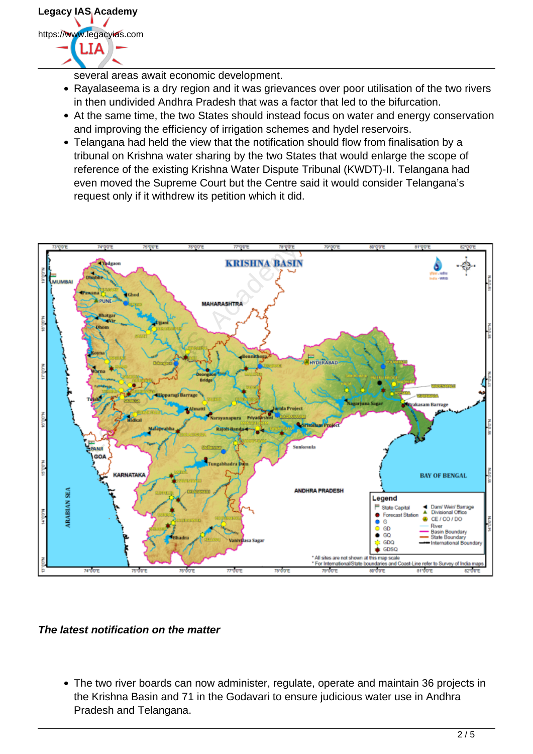several areas await economic development.

- Rayalaseema is a dry region and it was grievances over poor utilisation of the two rivers in then undivided Andhra Pradesh that was a factor that led to the bifurcation.
- At the same time, the two States should instead focus on water and energy conservation and improving the efficiency of irrigation schemes and hydel reservoirs.
- Telangana had held the view that the notification should flow from finalisation by a tribunal on Krishna water sharing by the two States that would enlarge the scope of reference of the existing Krishna Water Dispute Tribunal (KWDT)-II. Telangana had even moved the Supreme Court but the Centre said it would consider Telangana's request only if it withdrew its petition which it did.

***The latest notification on the matter***

- The two river boards can now administer, regulate, operate and maintain 36 projects in the Krishna Basin and 71 in the Godavari to ensure judicious water use in Andhra Pradesh and Telangana.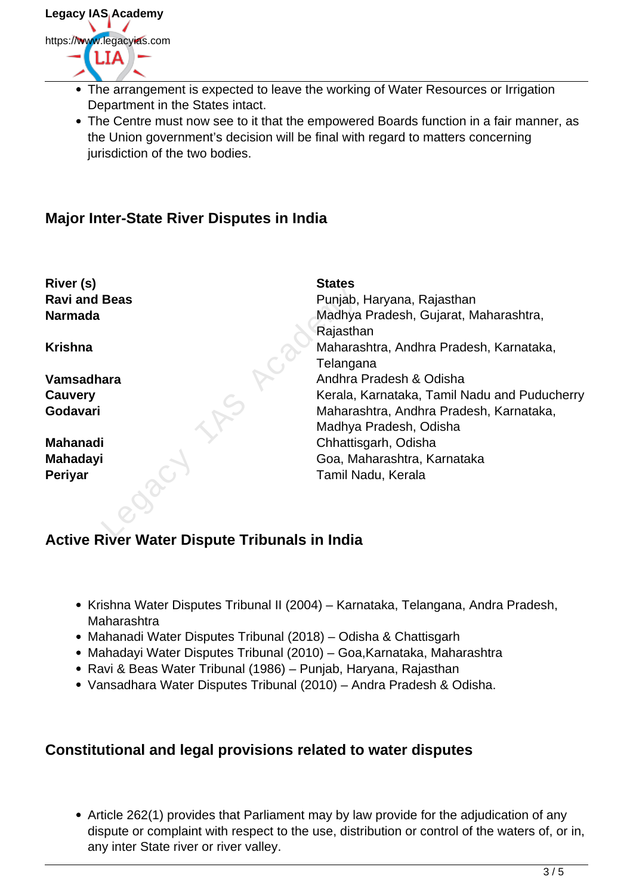- The arrangement is expected to leave the working of Water Resources or Irrigation Department in the States intact.
- The Centre must now see to it that the empowered Boards function in a fair manner, as the Union government's decision will be final with regard to matters concerning jurisdiction of the two bodies.

### Major Inter-State River Disputes in India

| River (s) | States |
|---|---|
| **Ravi and Beas** | Punjab, Haryana, Rajasthan |
| **Narmada** | Madhya Pradesh, Gujarat, Maharashtra, Rajasthan |
| **Krishna** | Maharashtra, Andhra Pradesh, Karnataka, Telangana |
| **Vamsadhara** | Andhra Pradesh & Odisha |
| **Cauvery** | Kerala, Karnataka, Tamil Nadu and Puducherry |
| **Godavari** | Maharashtra, Andhra Pradesh, Karnataka, Madhya Pradesh, Odisha |
| **Mahanadi** | Chhattisgarh, Odisha |
| **Mahadayi** | Goa, Maharashtra, Karnataka |
| **Periyar** | Tamil Nadu, Kerala |

### Active River Water Dispute Tribunals in India

- Krishna Water Disputes Tribunal II (2004) – Karnataka, Telangana, Andra Pradesh, Maharashtra
- Mahanadi Water Disputes Tribunal (2018) – Odisha & Chattisgarh
- Mahadayi Water Disputes Tribunal (2010) – Goa,Karnataka, Maharashtra
- Ravi & Beas Water Tribunal (1986) – Punjab, Haryana, Rajasthan
- Vansadhara Water Disputes Tribunal (2010) – Andra Pradesh & Odisha.

### Constitutional and legal provisions related to water disputes

- Article 262(1) provides that Parliament may by law provide for the adjudication of any dispute or complaint with respect to the use, distribution or control of the waters of, or in, any inter State river or river valley.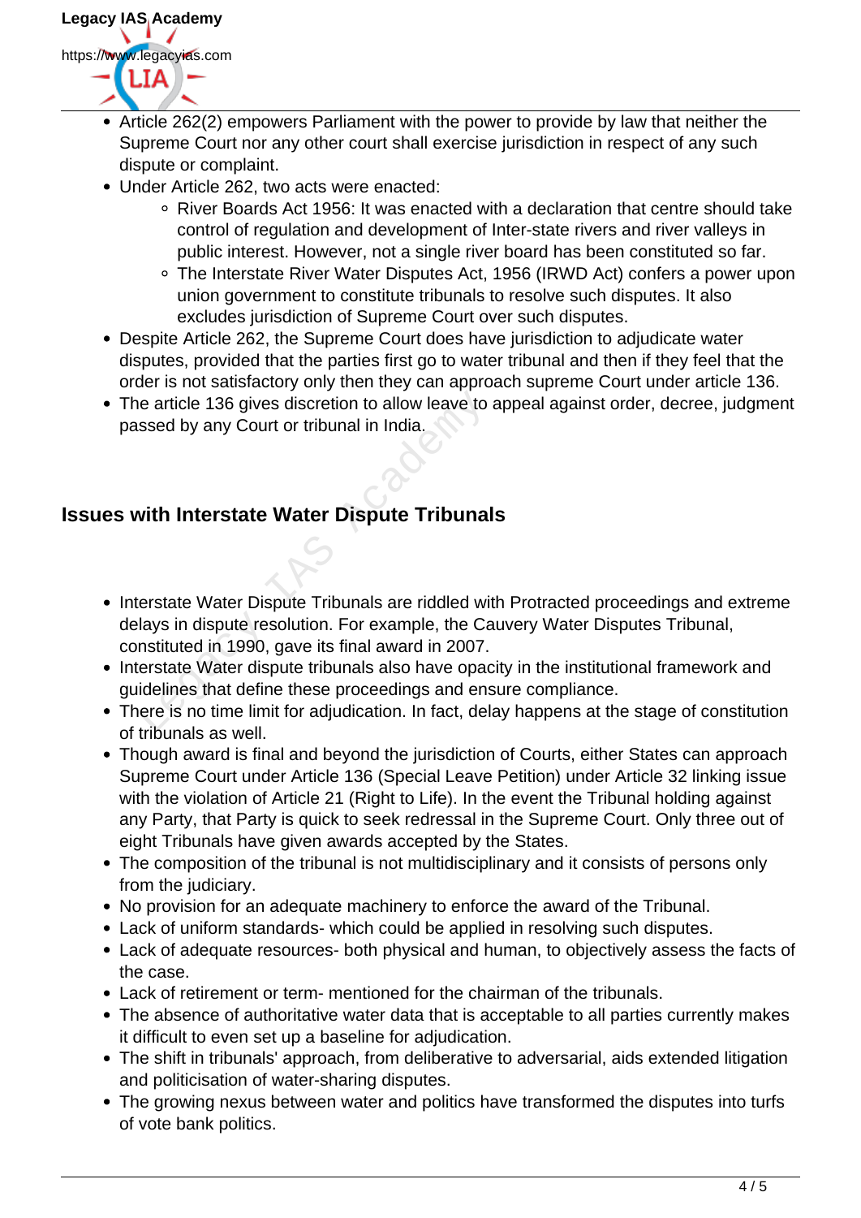- Article 262(2) empowers Parliament with the power to provide by law that neither the Supreme Court nor any other court shall exercise jurisdiction in respect of any such dispute or complaint.
- Under Article 262, two acts were enacted:
  - River Boards Act 1956: It was enacted with a declaration that centre should take control of regulation and development of Inter-state rivers and river valleys in public interest. However, not a single river board has been constituted so far.
  - The Interstate River Water Disputes Act, 1956 (IRWD Act) confers a power upon union government to constitute tribunals to resolve such disputes. It also excludes jurisdiction of Supreme Court over such disputes.
- Despite Article 262, the Supreme Court does have jurisdiction to adjudicate water disputes, provided that the parties first go to water tribunal and then if they feel that the order is not satisfactory only then they can approach supreme Court under article 136.
- The article 136 gives discretion to allow leave to appeal against order, decree, judgment passed by any Court or tribunal in India.

## Issues with Interstate Water Dispute Tribunals

- Interstate Water Dispute Tribunals are riddled with Protracted proceedings and extreme delays in dispute resolution. For example, the Cauvery Water Disputes Tribunal, constituted in 1990, gave its final award in 2007.
- Interstate Water dispute tribunals also have opacity in the institutional framework and guidelines that define these proceedings and ensure compliance.
- There is no time limit for adjudication. In fact, delay happens at the stage of constitution of tribunals as well.
- Though award is final and beyond the jurisdiction of Courts, either States can approach Supreme Court under Article 136 (Special Leave Petition) under Article 32 linking issue with the violation of Article 21 (Right to Life). In the event the Tribunal holding against any Party, that Party is quick to seek redressal in the Supreme Court. Only three out of eight Tribunals have given awards accepted by the States.
- The composition of the tribunal is not multidisciplinary and it consists of persons only from the judiciary.
- No provision for an adequate machinery to enforce the award of the Tribunal.
- Lack of uniform standards- which could be applied in resolving such disputes.
- Lack of adequate resources- both physical and human, to objectively assess the facts of the case.
- Lack of retirement or term- mentioned for the chairman of the tribunals.
- The absence of authoritative water data that is acceptable to all parties currently makes it difficult to even set up a baseline for adjudication.
- The shift in tribunals' approach, from deliberative to adversarial, aids extended litigation and politicisation of water-sharing disputes.
- The growing nexus between water and politics have transformed the disputes into turfs of vote bank politics.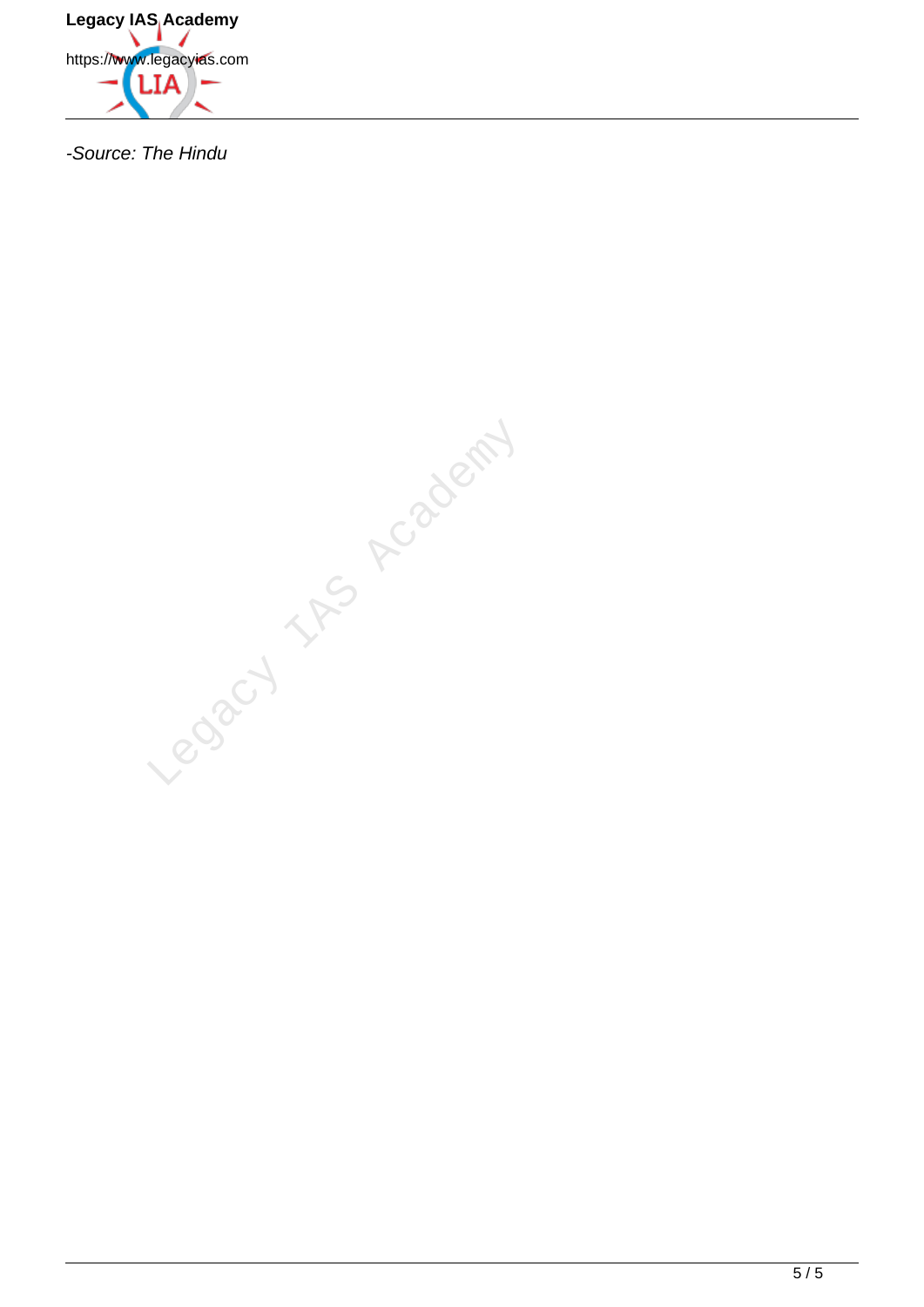*-Source: The Hindu*